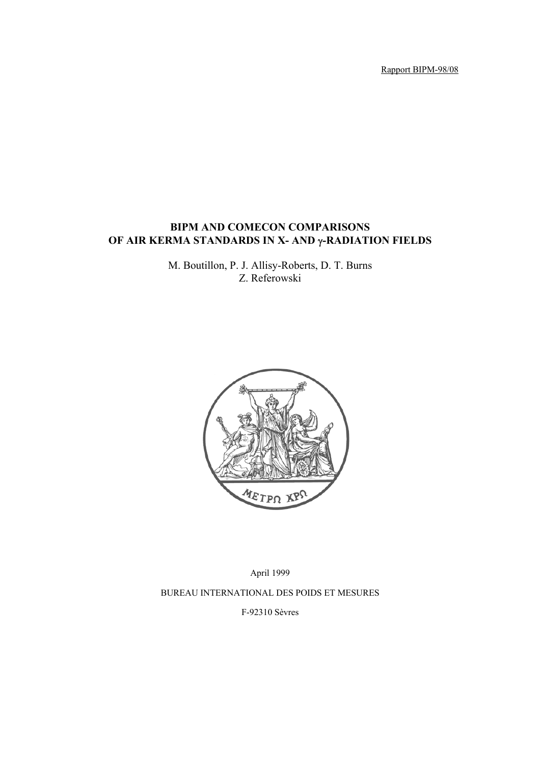Rapport BIPM-98/08

# BIPM AND COMECON COMPARISONS OF AIR KERMA STANDARDS IN X- AND γ-RADIATION FIELDS

M. Boutillon, P. J. Allisy-Roberts, D. T. Burns
Z. Referowski

ΜΕΤΡΩ ΧΡΩ

April 1999

BUREAU INTERNATIONAL DES POIDS ET MESURES

F-92310 Sèvres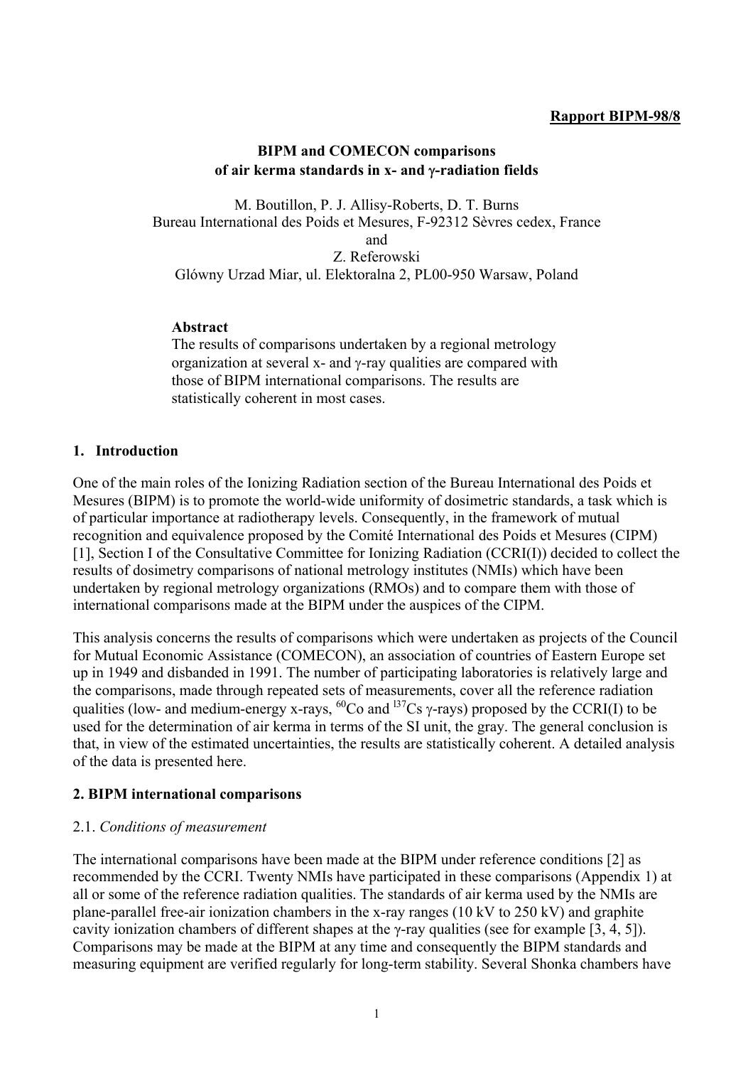**Rapport BIPM-98/8**

### BIPM and COMECON comparisons of air kerma standards in x- and γ-radiation fields

M. Boutillon, P. J. Allisy-Roberts, D. T. Burns
Bureau International des Poids et Mesures, F-92312 Sèvres cedex, France
and
Z. Referowski
Glówny Urzad Miar, ul. Elektoralna 2, PL00-950 Warsaw, Poland

**Abstract**
The results of comparisons undertaken by a regional metrology organization at several x- and γ-ray qualities are compared with those of BIPM international comparisons. The results are statistically coherent in most cases.

## 1. Introduction

One of the main roles of the Ionizing Radiation section of the Bureau International des Poids et Mesures (BIPM) is to promote the world-wide uniformity of dosimetric standards, a task which is of particular importance at radiotherapy levels. Consequently, in the framework of mutual recognition and equivalence proposed by the Comité International des Poids et Mesures (CIPM) [1], Section I of the Consultative Committee for Ionizing Radiation (CCRI(I)) decided to collect the results of dosimetry comparisons of national metrology institutes (NMIs) which have been undertaken by regional metrology organizations (RMOs) and to compare them with those of international comparisons made at the BIPM under the auspices of the CIPM.

This analysis concerns the results of comparisons which were undertaken as projects of the Council for Mutual Economic Assistance (COMECON), an association of countries of Eastern Europe set up in 1949 and disbanded in 1991. The number of participating laboratories is relatively large and the comparisons, made through repeated sets of measurements, cover all the reference radiation qualities (low- and medium-energy x-rays, $^{60}$Co and $^{137}$Cs γ-rays) proposed by the CCRI(I) to be used for the determination of air kerma in terms of the SI unit, the gray. The general conclusion is that, in view of the estimated uncertainties, the results are statistically coherent. A detailed analysis of the data is presented here.

## 2. BIPM international comparisons

### 2.1. *Conditions of measurement*

The international comparisons have been made at the BIPM under reference conditions [2] as recommended by the CCRI. Twenty NMIs have participated in these comparisons (Appendix 1) at all or some of the reference radiation qualities. The standards of air kerma used by the NMIs are plane-parallel free-air ionization chambers in the x-ray ranges (10 kV to 250 kV) and graphite cavity ionization chambers of different shapes at the γ-ray qualities (see for example [3, 4, 5]). Comparisons may be made at the BIPM at any time and consequently the BIPM standards and measuring equipment are verified regularly for long-term stability. Several Shonka chambers have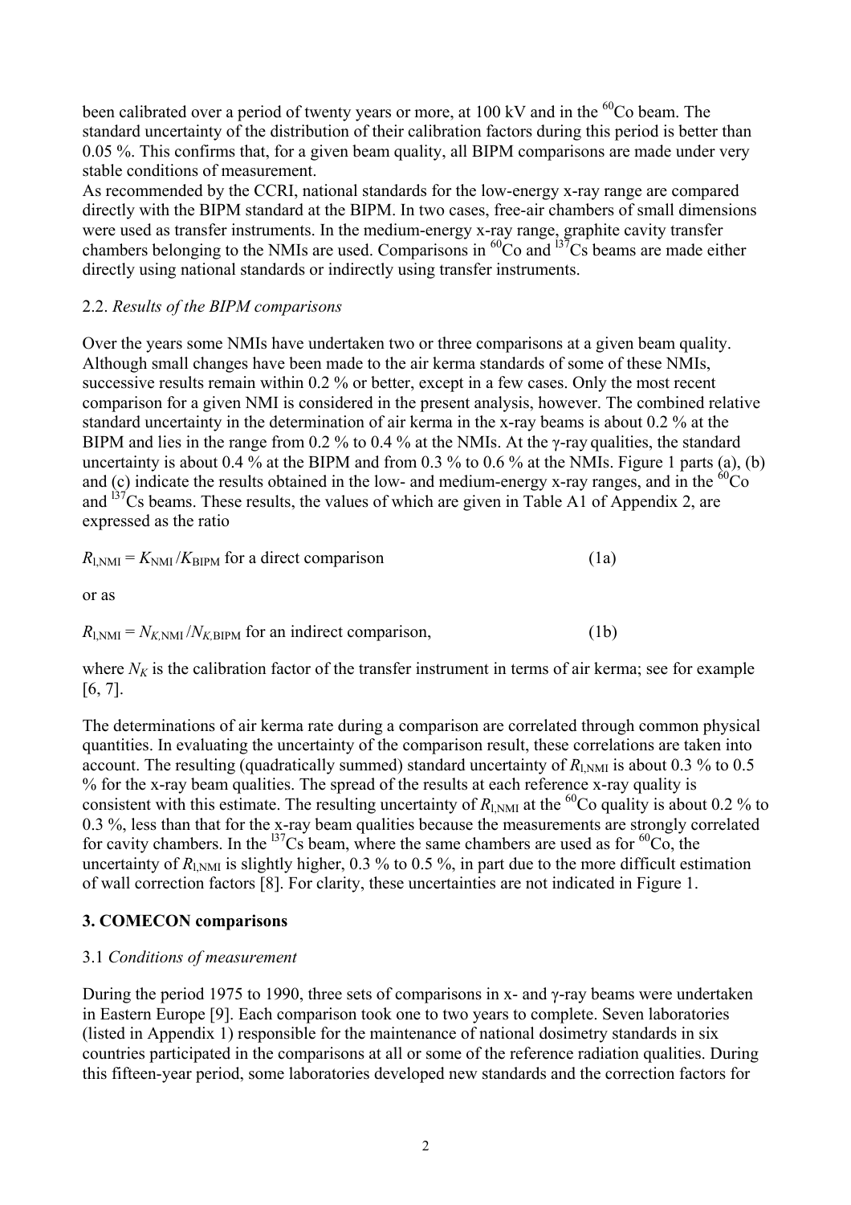been calibrated over a period of twenty years or more, at 100 kV and in the $^{60}$Co beam. The standard uncertainty of the distribution of their calibration factors during this period is better than 0.05 %. This confirms that, for a given beam quality, all BIPM comparisons are made under very stable conditions of measurement.

As recommended by the CCRI, national standards for the low-energy x-ray range are compared directly with the BIPM standard at the BIPM. In two cases, free-air chambers of small dimensions were used as transfer instruments. In the medium-energy x-ray range, graphite cavity transfer chambers belonging to the NMIs are used. Comparisons in $^{60}$Co and $^{137}$Cs beams are made either directly using national standards or indirectly using transfer instruments.

## 2.2. *Results of the BIPM comparisons*

Over the years some NMIs have undertaken two or three comparisons at a given beam quality. Although small changes have been made to the air kerma standards of some of these NMIs, successive results remain within 0.2 % or better, except in a few cases. Only the most recent comparison for a given NMI is considered in the present analysis, however. The combined relative standard uncertainty in the determination of air kerma in the x-ray beams is about 0.2 % at the BIPM and lies in the range from 0.2 % to 0.4 % at the NMIs. At the γ-ray qualities, the standard uncertainty is about 0.4 % at the BIPM and from 0.3 % to 0.6 % at the NMIs. Figure 1 parts (a), (b) and (c) indicate the results obtained in the low- and medium-energy x-ray ranges, and in the $^{60}$Co and $^{137}$Cs beams. These results, the values of which are given in Table A1 of Appendix 2, are expressed as the ratio

$R_{\mathrm{l,NMI}} = K_{\mathrm{NMI}} / K_{\mathrm{BIPM}}$ for a direct comparison (1a)

or as

$R_{\mathrm{l,NMI}} = N_{K,\mathrm{NMI}} / N_{K,\mathrm{BIPM}}$ for an indirect comparison, (1b)

where $N_K$ is the calibration factor of the transfer instrument in terms of air kerma; see for example [6, 7].

The determinations of air kerma rate during a comparison are correlated through common physical quantities. In evaluating the uncertainty of the comparison result, these correlations are taken into account. The resulting (quadratically summed) standard uncertainty of $R_{\mathrm{l,NMI}}$ is about 0.3 % to 0.5 % for the x-ray beam qualities. The spread of the results at each reference x-ray quality is consistent with this estimate. The resulting uncertainty of $R_{\mathrm{l,NMI}}$ at the $^{60}$Co quality is about 0.2 % to 0.3 %, less than that for the x-ray beam qualities because the measurements are strongly correlated for cavity chambers. In the $^{137}$Cs beam, where the same chambers are used as for $^{60}$Co, the uncertainty of $R_{\mathrm{l,NMI}}$ is slightly higher, 0.3 % to 0.5 %, in part due to the more difficult estimation of wall correction factors [8]. For clarity, these uncertainties are not indicated in Figure 1.

# 3. COMECON comparisons

## 3.1 *Conditions of measurement*

During the period 1975 to 1990, three sets of comparisons in x- and γ-ray beams were undertaken in Eastern Europe [9]. Each comparison took one to two years to complete. Seven laboratories (listed in Appendix 1) responsible for the maintenance of national dosimetry standards in six countries participated in the comparisons at all or some of the reference radiation qualities. During this fifteen-year period, some laboratories developed new standards and the correction factors for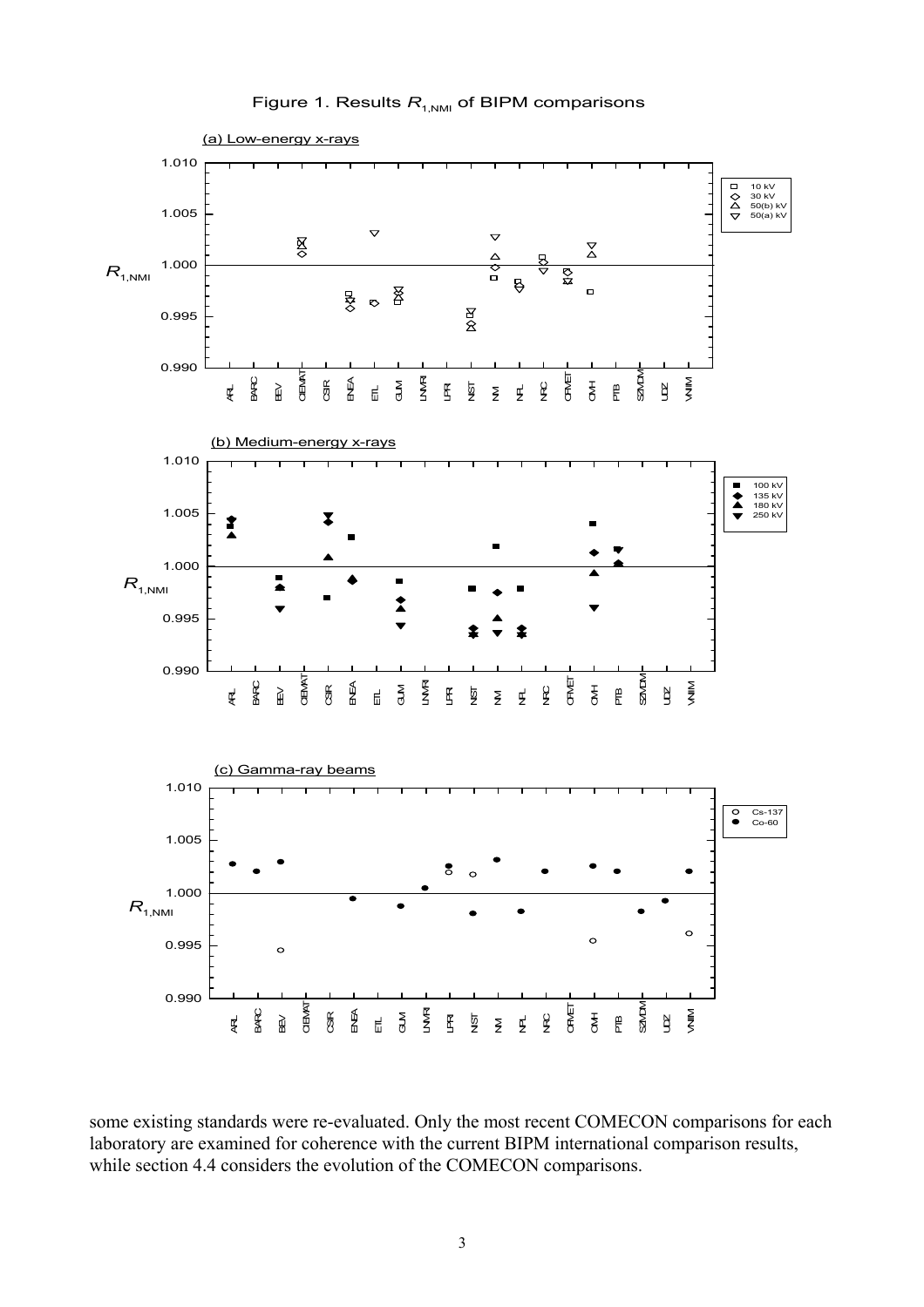Figure 1. Results $R_{1,\text{NMI}}$ of BIPM comparisons

some existing standards were re-evaluated. Only the most recent COMECON comparisons for each laboratory are examined for coherence with the current BIPM international comparison results, while section 4.4 considers the evolution of the COMECON comparisons.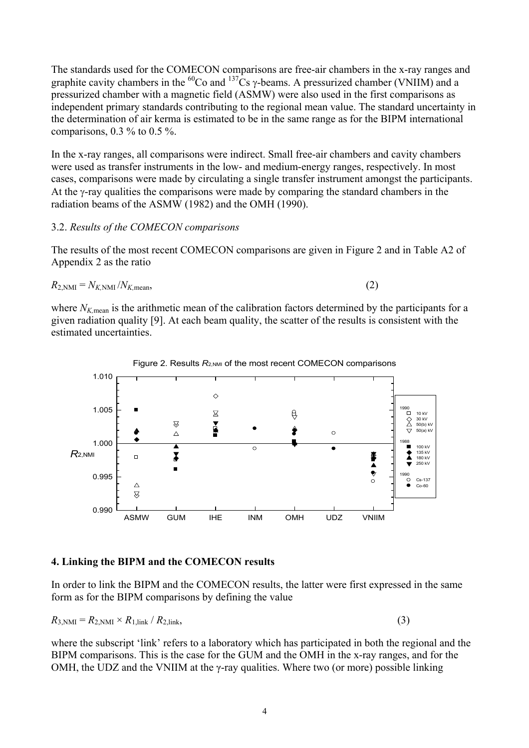The standards used for the COMECON comparisons are free-air chambers in the x-ray ranges and graphite cavity chambers in the $^{60}$Co and $^{137}$Cs γ-beams. A pressurized chamber (VNIIM) and a pressurized chamber with a magnetic field (ASMW) were also used in the first comparisons as independent primary standards contributing to the regional mean value. The standard uncertainty in the determination of air kerma is estimated to be in the same range as for the BIPM international comparisons, 0.3 % to 0.5 %.

In the x-ray ranges, all comparisons were indirect. Small free-air chambers and cavity chambers were used as transfer instruments in the low- and medium-energy ranges, respectively. In most cases, comparisons were made by circulating a single transfer instrument amongst the participants. At the γ-ray qualities the comparisons were made by comparing the standard chambers in the radiation beams of the ASMW (1982) and the OMH (1990).

### 3.2. *Results of the COMECON comparisons*

The results of the most recent COMECON comparisons are given in Figure 2 and in Table A2 of Appendix 2 as the ratio

$$R_{2,\text{NMI}} = N_{K,\text{NMI}} / N_{K,\text{mean}}, \tag{2}$$

where $N_{K,\text{mean}}$ is the arithmetic mean of the calibration factors determined by the participants for a given radiation quality [9]. At each beam quality, the scatter of the results is consistent with the estimated uncertainties.

Figure 2. Results $R_{2,\text{NMI}}$ of the most recent COMECON comparisons

## 4. Linking the BIPM and the COMECON results

In order to link the BIPM and the COMECON results, the latter were first expressed in the same form as for the BIPM comparisons by defining the value

$$R_{3,\text{NMI}} = R_{2,\text{NMI}} \times R_{1,\text{link}} / R_{2,\text{link}}, \tag{3}$$

where the subscript 'link' refers to a laboratory which has participated in both the regional and the BIPM comparisons. This is the case for the GUM and the OMH in the x-ray ranges, and for the OMH, the UDZ and the VNIIM at the γ-ray qualities. Where two (or more) possible linking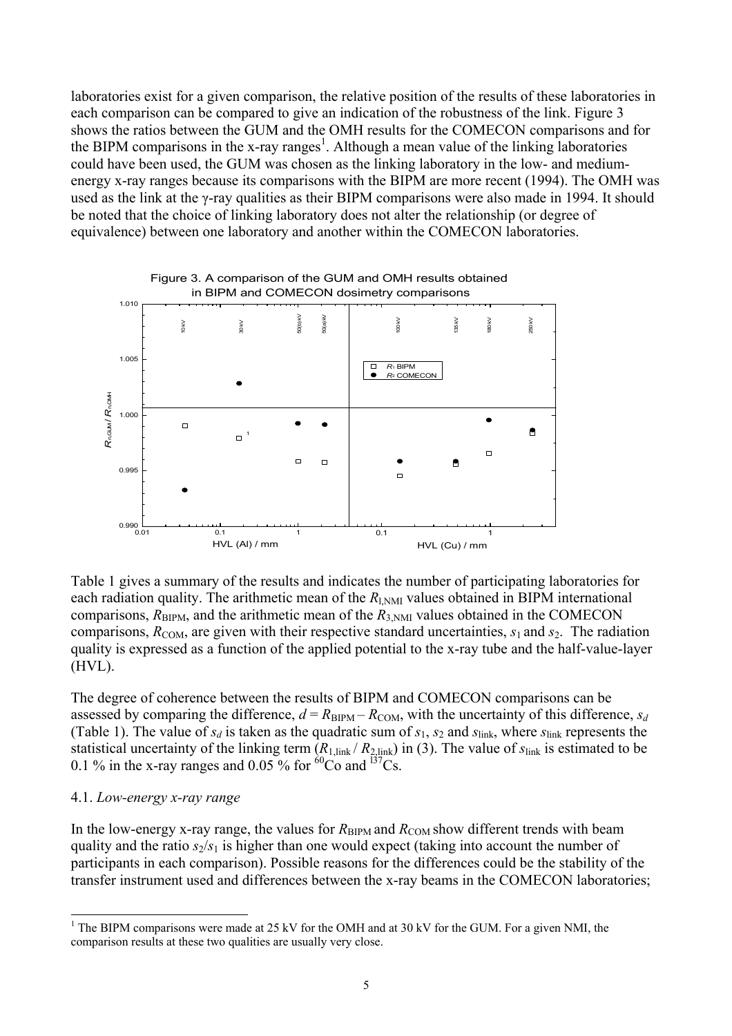laboratories exist for a given comparison, the relative position of the results of these laboratories in each comparison can be compared to give an indication of the robustness of the link. Figure 3 shows the ratios between the GUM and the OMH results for the COMECON comparisons and for the BIPM comparisons in the x-ray ranges[1]. Although a mean value of the linking laboratories could have been used, the GUM was chosen as the linking laboratory in the low- and medium-energy x-ray ranges because its comparisons with the BIPM are more recent (1994). The OMH was used as the link at the γ-ray qualities as their BIPM comparisons were also made in 1994. It should be noted that the choice of linking laboratory does not alter the relationship (or degree of equivalence) between one laboratory and another within the COMECON laboratories.

Figure 3. A comparison of the GUM and OMH results obtained in BIPM and COMECON dosimetry comparisons

Table 1 gives a summary of the results and indicates the number of participating laboratories for each radiation quality. The arithmetic mean of the $R_{1,\mathrm{NMI}}$ values obtained in BIPM international comparisons, $R_{\mathrm{BIPM}}$, and the arithmetic mean of the $R_{3,\mathrm{NMI}}$ values obtained in the COMECON comparisons, $R_{\mathrm{COM}}$, are given with their respective standard uncertainties, $s_1$ and $s_2$. The radiation quality is expressed as a function of the applied potential to the x-ray tube and the half-value-layer (HVL).

The degree of coherence between the results of BIPM and COMECON comparisons can be assessed by comparing the difference, $d = R_{\mathrm{BIPM}} - R_{\mathrm{COM}}$, with the uncertainty of this difference, $s_d$ (Table 1). The value of $s_d$ is taken as the quadratic sum of $s_1$, $s_2$ and $s_{\mathrm{link}}$, where $s_{\mathrm{link}}$ represents the statistical uncertainty of the linking term ($R_{1,\mathrm{link}} / R_{2,\mathrm{link}}$) in (3). The value of $s_{\mathrm{link}}$ is estimated to be 0.1 % in the x-ray ranges and 0.05 % for $^{60}$Co and $^{137}$Cs.

### 4.1. *Low-energy x-ray range*

In the low-energy x-ray range, the values for $R_{\mathrm{BIPM}}$ and $R_{\mathrm{COM}}$ show different trends with beam quality and the ratio $s_2/s_1$ is higher than one would expect (taking into account the number of participants in each comparison). Possible reasons for the differences could be the stability of the transfer instrument used and differences between the x-ray beams in the COMECON laboratories;

[1] The BIPM comparisons were made at 25 kV for the OMH and at 30 kV for the GUM. For a given NMI, the comparison results at these two qualities are usually very close.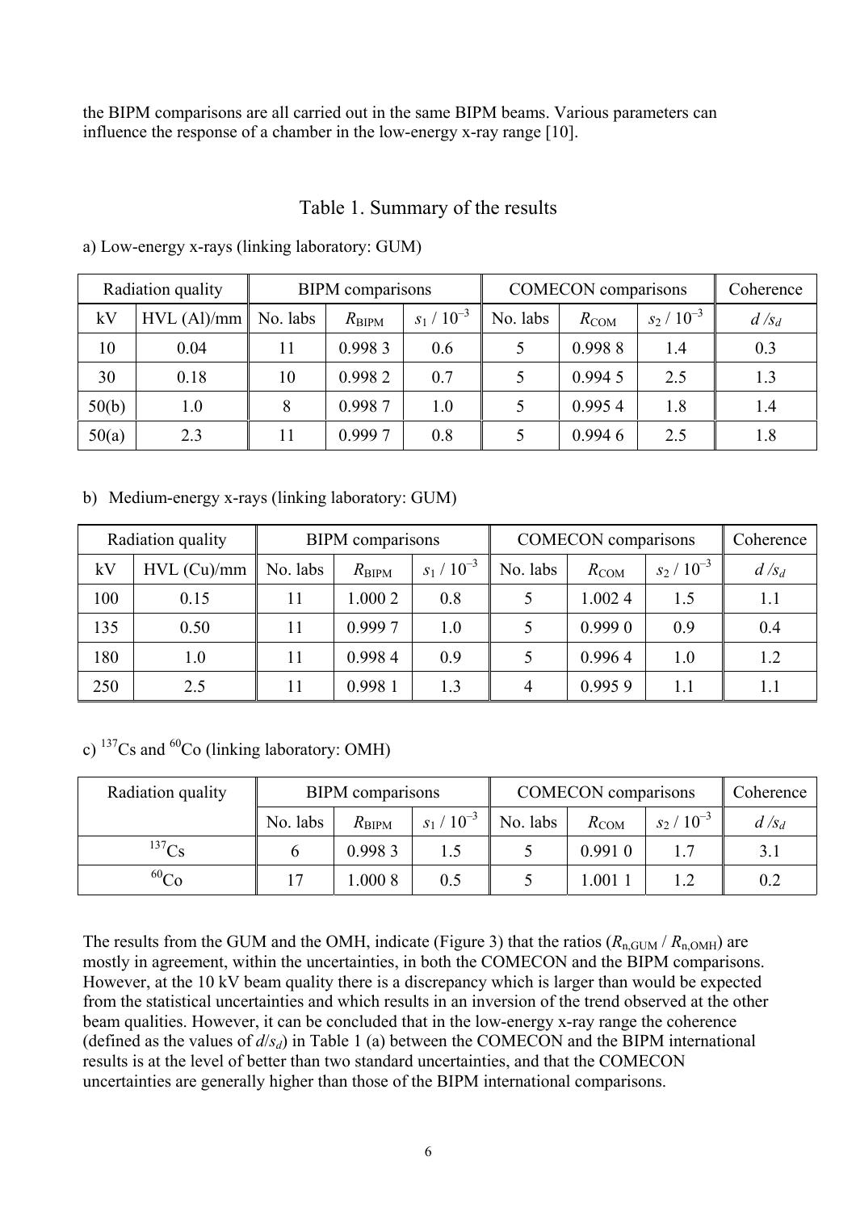the BIPM comparisons are all carried out in the same BIPM beams. Various parameters can influence the response of a chamber in the low-energy x-ray range [10].

## Table 1. Summary of the results

a) Low-energy x-rays (linking laboratory: GUM)

| Radiation quality | | BIPM comparisons | | | COMECON comparisons | | | Coherence |
|---|---|---|---|---|---|---|---|---|
| kV | HVL (Al)/mm | No. labs | $R_{\text{BIPM}}$ | $s_1$ / $10^{-3}$ | No. labs | $R_{\text{COM}}$ | $s_2$ / $10^{-3}$ | $d$ /$s_d$ |
| 10 | 0.04 | 11 | 0.998 3 | 0.6 | 5 | 0.998 8 | 1.4 | 0.3 |
| 30 | 0.18 | 10 | 0.998 2 | 0.7 | 5 | 0.994 5 | 2.5 | 1.3 |
| 50(b) | 1.0 | 8 | 0.998 7 | 1.0 | 5 | 0.995 4 | 1.8 | 1.4 |
| 50(a) | 2.3 | 11 | 0.999 7 | 0.8 | 5 | 0.994 6 | 2.5 | 1.8 |

b) Medium-energy x-rays (linking laboratory: GUM)

| Radiation quality | | BIPM comparisons | | | COMECON comparisons | | | Coherence |
|---|---|---|---|---|---|---|---|---|
| kV | HVL (Cu)/mm | No. labs | $R_{\text{BIPM}}$ | $s_1$ / $10^{-3}$ | No. labs | $R_{\text{COM}}$ | $s_2$ / $10^{-3}$ | $d$ /$s_d$ |
| 100 | 0.15 | 11 | 1.000 2 | 0.8 | 5 | 1.002 4 | 1.5 | 1.1 |
| 135 | 0.50 | 11 | 0.999 7 | 1.0 | 5 | 0.999 0 | 0.9 | 0.4 |
| 180 | 1.0 | 11 | 0.998 4 | 0.9 | 5 | 0.996 4 | 1.0 | 1.2 |
| 250 | 2.5 | 11 | 0.998 1 | 1.3 | 4 | 0.995 9 | 1.1 | 1.1 |

c) $^{137}$Cs and $^{60}$Co (linking laboratory: OMH)

| Radiation quality | BIPM comparisons | | | COMECON comparisons | | | Coherence |
|---|---|---|---|---|---|---|---|
| | No. labs | $R_{\text{BIPM}}$ | $s_1$ / $10^{-3}$ | No. labs | $R_{\text{COM}}$ | $s_2$ / $10^{-3}$ | $d$ /$s_d$ |
| $^{137}$Cs | 6 | 0.998 3 | 1.5 | 5 | 0.991 0 | 1.7 | 3.1 |
| $^{60}$Co | 17 | 1.000 8 | 0.5 | 5 | 1.001 1 | 1.2 | 0.2 |

The results from the GUM and the OMH, indicate (Figure 3) that the ratios ($R_{\text{n,GUM}}$ / $R_{\text{n,OMH}}$) are mostly in agreement, within the uncertainties, in both the COMECON and the BIPM comparisons. However, at the 10 kV beam quality there is a discrepancy which is larger than would be expected from the statistical uncertainties and which results in an inversion of the trend observed at the other beam qualities. However, it can be concluded that in the low-energy x-ray range the coherence (defined as the values of $d/s_d$) in Table 1 (a) between the COMECON and the BIPM international results is at the level of better than two standard uncertainties, and that the COMECON uncertainties are generally higher than those of the BIPM international comparisons.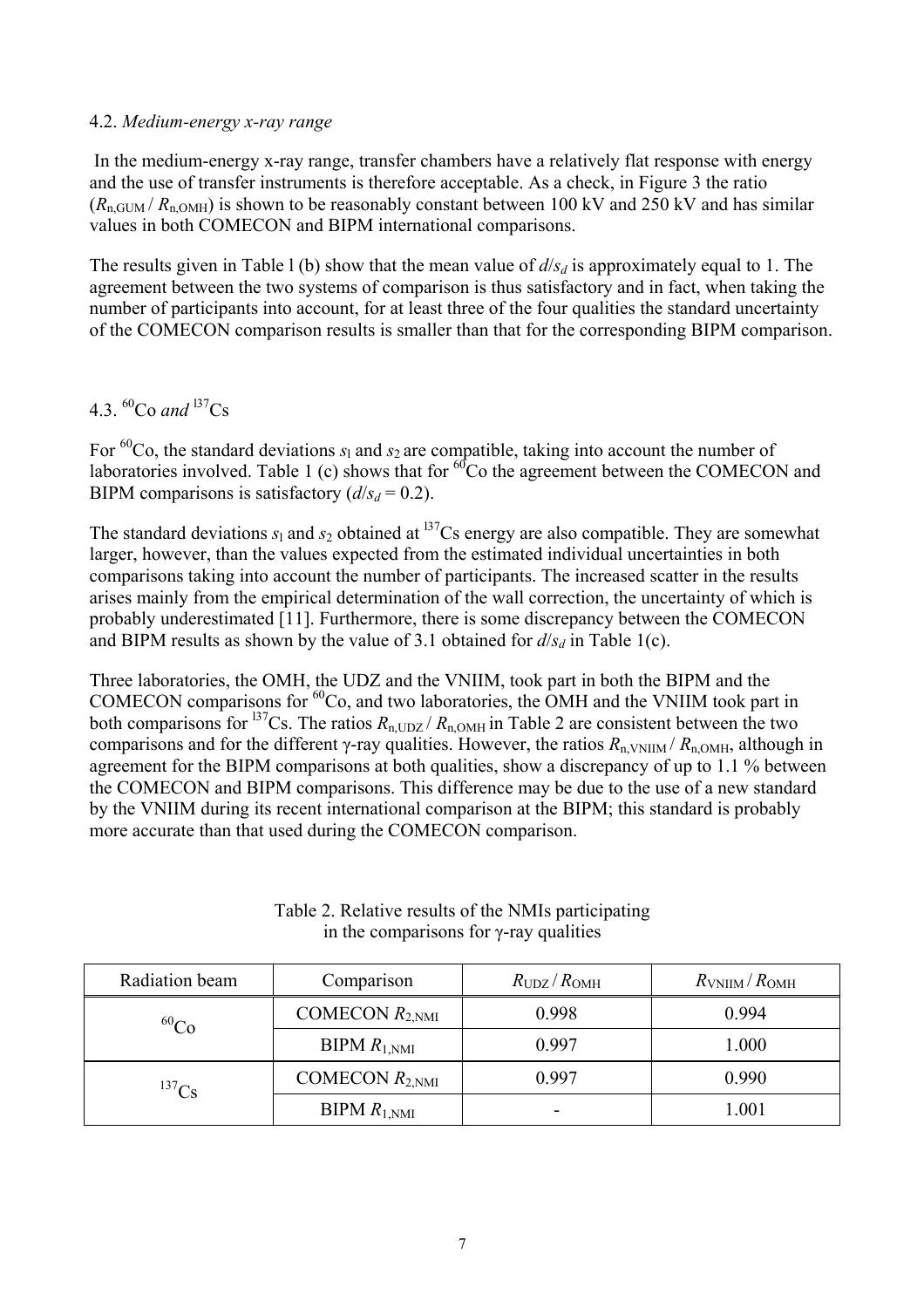### 4.2. *Medium-energy x-ray range*

In the medium-energy x-ray range, transfer chambers have a relatively flat response with energy and the use of transfer instruments is therefore acceptable. As a check, in Figure 3 the ratio ($R_{n,GUM} / R_{n,OMH}$) is shown to be reasonably constant between 100 kV and 250 kV and has similar values in both COMECON and BIPM international comparisons.

The results given in Table l (b) show that the mean value of $d/s_d$ is approximately equal to 1. The agreement between the two systems of comparison is thus satisfactory and in fact, when taking the number of participants into account, for at least three of the four qualities the standard uncertainty of the COMECON comparison results is smaller than that for the corresponding BIPM comparison.

### 4.3. $^{60}$Co *and* $^{137}$Cs

For $^{60}$Co, the standard deviations $s_1$ and $s_2$ are compatible, taking into account the number of laboratories involved. Table 1 (c) shows that for $^{60}$Co the agreement between the COMECON and BIPM comparisons is satisfactory ($d/s_d = 0.2$).

The standard deviations $s_1$ and $s_2$ obtained at $^{137}$Cs energy are also compatible. They are somewhat larger, however, than the values expected from the estimated individual uncertainties in both comparisons taking into account the number of participants. The increased scatter in the results arises mainly from the empirical determination of the wall correction, the uncertainty of which is probably underestimated [11]. Furthermore, there is some discrepancy between the COMECON and BIPM results as shown by the value of 3.1 obtained for $d/s_d$ in Table 1(c).

Three laboratories, the OMH, the UDZ and the VNIIM, took part in both the BIPM and the COMECON comparisons for $^{60}$Co, and two laboratories, the OMH and the VNIIM took part in both comparisons for $^{137}$Cs. The ratios $R_{n,UDZ} / R_{n,OMH}$ in Table 2 are consistent between the two comparisons and for the different γ-ray qualities. However, the ratios $R_{n,VNIIM} / R_{n,OMH}$, although in agreement for the BIPM comparisons at both qualities, show a discrepancy of up to 1.1 % between the COMECON and BIPM comparisons. This difference may be due to the use of a new standard by the VNIIM during its recent international comparison at the BIPM; this standard is probably more accurate than that used during the COMECON comparison.

Table 2. Relative results of the NMIs participating in the comparisons for γ-ray qualities

| Radiation beam | Comparison | $R_{UDZ} / R_{OMH}$ | $R_{VNIIM} / R_{OMH}$ |
|---|---|---|---|
| $^{60}$Co | COMECON $R_{2,NMI}$ | 0.998 | 0.994 |
| | BIPM $R_{1,NMI}$ | 0.997 | 1.000 |
| $^{137}$Cs | COMECON $R_{2,NMI}$ | 0.997 | 0.990 |
| | BIPM $R_{1,NMI}$ | - | 1.001 |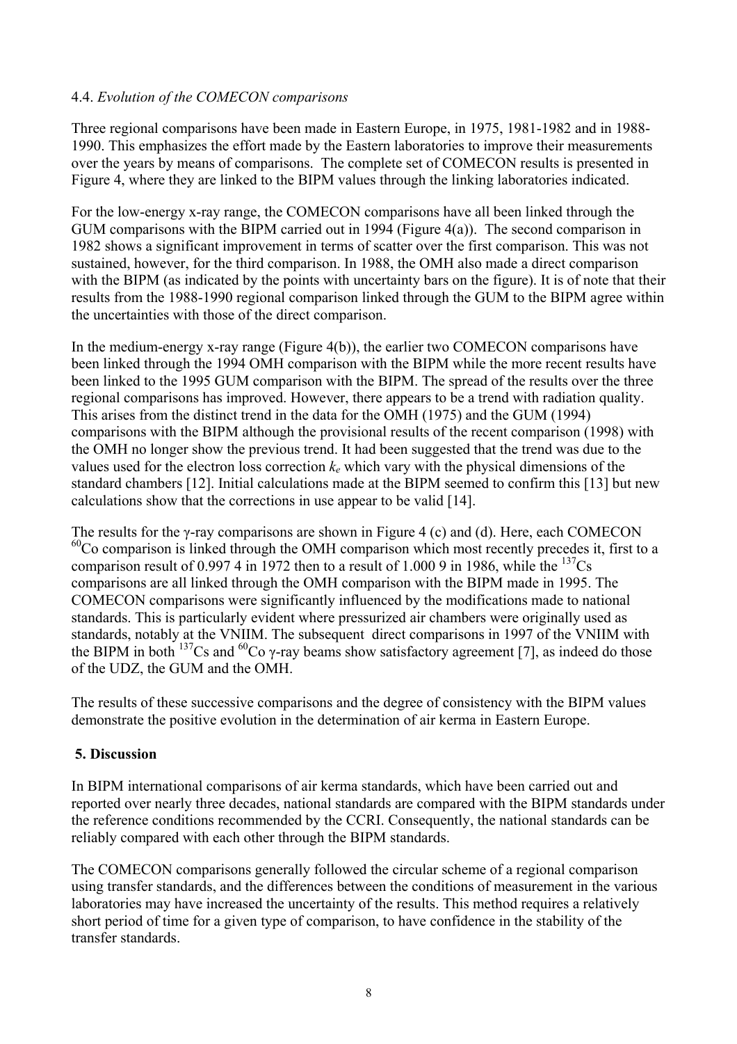### 4.4. *Evolution of the COMECON comparisons*

Three regional comparisons have been made in Eastern Europe, in 1975, 1981-1982 and in 1988-1990. This emphasizes the effort made by the Eastern laboratories to improve their measurements over the years by means of comparisons. The complete set of COMECON results is presented in Figure 4, where they are linked to the BIPM values through the linking laboratories indicated.

For the low-energy x-ray range, the COMECON comparisons have all been linked through the GUM comparisons with the BIPM carried out in 1994 (Figure 4(a)). The second comparison in 1982 shows a significant improvement in terms of scatter over the first comparison. This was not sustained, however, for the third comparison. In 1988, the OMH also made a direct comparison with the BIPM (as indicated by the points with uncertainty bars on the figure). It is of note that their results from the 1988-1990 regional comparison linked through the GUM to the BIPM agree within the uncertainties with those of the direct comparison.

In the medium-energy x-ray range (Figure 4(b)), the earlier two COMECON comparisons have been linked through the 1994 OMH comparison with the BIPM while the more recent results have been linked to the 1995 GUM comparison with the BIPM. The spread of the results over the three regional comparisons has improved. However, there appears to be a trend with radiation quality. This arises from the distinct trend in the data for the OMH (1975) and the GUM (1994) comparisons with the BIPM although the provisional results of the recent comparison (1998) with the OMH no longer show the previous trend. It had been suggested that the trend was due to the values used for the electron loss correction $k_e$ which vary with the physical dimensions of the standard chambers [12]. Initial calculations made at the BIPM seemed to confirm this [13] but new calculations show that the corrections in use appear to be valid [14].

The results for the γ-ray comparisons are shown in Figure 4 (c) and (d). Here, each COMECON $^{60}$Co comparison is linked through the OMH comparison which most recently precedes it, first to a comparison result of 0.997 4 in 1972 then to a result of 1.000 9 in 1986, while the $^{137}$Cs comparisons are all linked through the OMH comparison with the BIPM made in 1995. The COMECON comparisons were significantly influenced by the modifications made to national standards. This is particularly evident where pressurized air chambers were originally used as standards, notably at the VNIIM. The subsequent direct comparisons in 1997 of the VNIIM with the BIPM in both $^{137}$Cs and $^{60}$Co γ-ray beams show satisfactory agreement [7], as indeed do those of the UDZ, the GUM and the OMH.

The results of these successive comparisons and the degree of consistency with the BIPM values demonstrate the positive evolution in the determination of air kerma in Eastern Europe.

## 5. Discussion

In BIPM international comparisons of air kerma standards, which have been carried out and reported over nearly three decades, national standards are compared with the BIPM standards under the reference conditions recommended by the CCRI. Consequently, the national standards can be reliably compared with each other through the BIPM standards.

The COMECON comparisons generally followed the circular scheme of a regional comparison using transfer standards, and the differences between the conditions of measurement in the various laboratories may have increased the uncertainty of the results. This method requires a relatively short period of time for a given type of comparison, to have confidence in the stability of the transfer standards.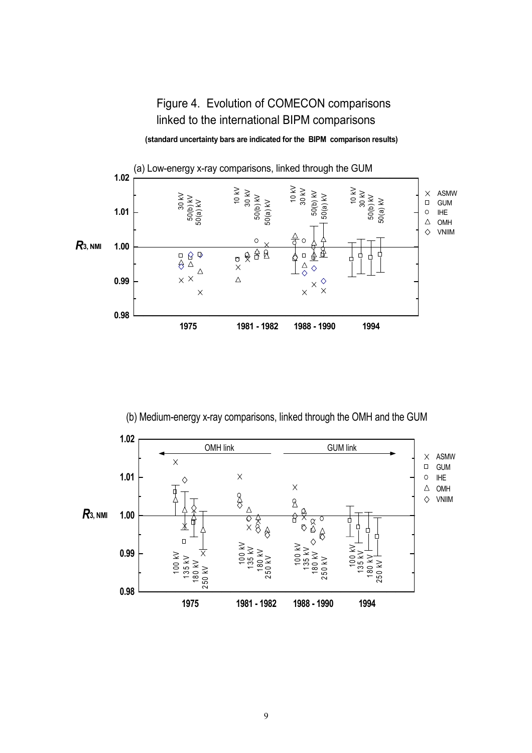# Figure 4. Evolution of COMECON comparisons linked to the international BIPM comparisons

**(standard uncertainty bars are indicated for the BIPM comparison results)**

(a) Low-energy x-ray comparisons, linked through the GUM

(b) Medium-energy x-ray comparisons, linked through the OMH and the GUM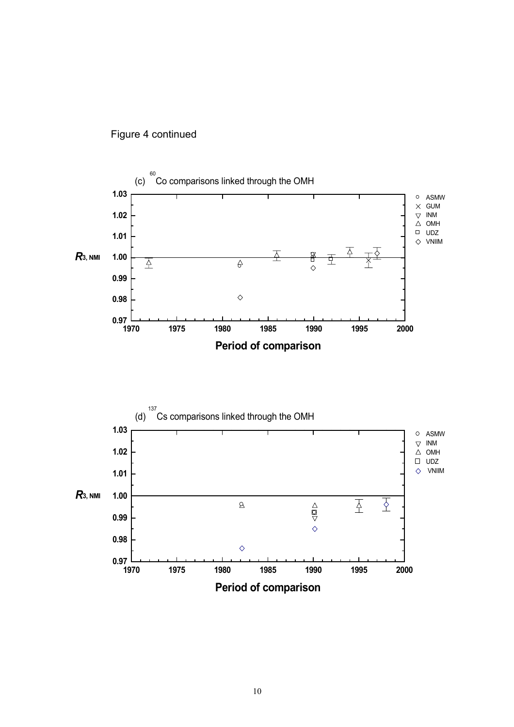Figure 4 continued

(c) $^{60}$Co comparisons linked through the OMH

$R_{3,\,\mathrm{NMI}}$

Legend: ASMW, GUM, INM, OMH, UDZ, VNIIM

Period of comparison

(d) $^{137}$Cs comparisons linked through the OMH

$R_{3,\,\mathrm{NMI}}$

Legend: ASMW, INM, OMH, UDZ, VNIIM

Period of comparison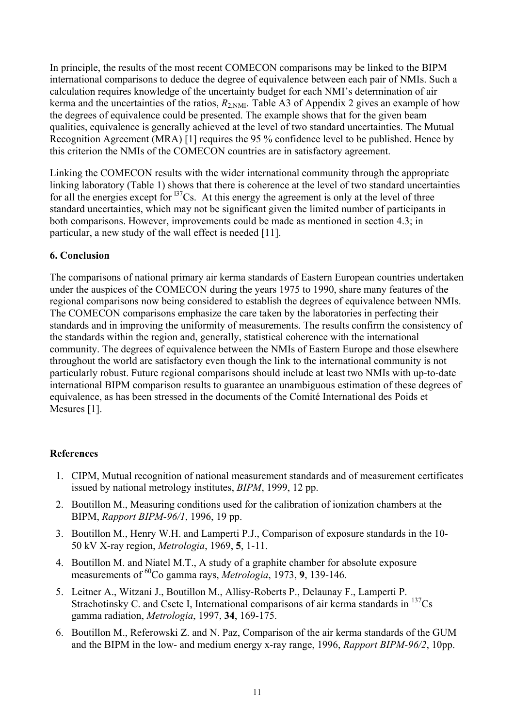In principle, the results of the most recent COMECON comparisons may be linked to the BIPM international comparisons to deduce the degree of equivalence between each pair of NMIs. Such a calculation requires knowledge of the uncertainty budget for each NMI's determination of air kerma and the uncertainties of the ratios, $R_{2,\mathrm{NMI}}$. Table A3 of Appendix 2 gives an example of how the degrees of equivalence could be presented. The example shows that for the given beam qualities, equivalence is generally achieved at the level of two standard uncertainties. The Mutual Recognition Agreement (MRA) [1] requires the 95 % confidence level to be published. Hence by this criterion the NMIs of the COMECON countries are in satisfactory agreement.

Linking the COMECON results with the wider international community through the appropriate linking laboratory (Table 1) shows that there is coherence at the level of two standard uncertainties for all the energies except for $^{137}$Cs. At this energy the agreement is only at the level of three standard uncertainties, which may not be significant given the limited number of participants in both comparisons. However, improvements could be made as mentioned in section 4.3; in particular, a new study of the wall effect is needed [11].

## 6. Conclusion

The comparisons of national primary air kerma standards of Eastern European countries undertaken under the auspices of the COMECON during the years 1975 to 1990, share many features of the regional comparisons now being considered to establish the degrees of equivalence between NMIs. The COMECON comparisons emphasize the care taken by the laboratories in perfecting their standards and in improving the uniformity of measurements. The results confirm the consistency of the standards within the region and, generally, statistical coherence with the international community. The degrees of equivalence between the NMIs of Eastern Europe and those elsewhere throughout the world are satisfactory even though the link to the international community is not particularly robust. Future regional comparisons should include at least two NMIs with up-to-date international BIPM comparison results to guarantee an unambiguous estimation of these degrees of equivalence, as has been stressed in the documents of the Comité International des Poids et Mesures [1].

## References

1. CIPM, Mutual recognition of national measurement standards and of measurement certificates issued by national metrology institutes, *BIPM*, 1999, 12 pp.
2. Boutillon M., Measuring conditions used for the calibration of ionization chambers at the BIPM, *Rapport BIPM-96/1*, 1996, 19 pp.
3. Boutillon M., Henry W.H. and Lamperti P.J., Comparison of exposure standards in the 10-50 kV X-ray region, *Metrologia*, 1969, **5**, 1-11.
4. Boutillon M. and Niatel M.T., A study of a graphite chamber for absolute exposure measurements of $^{60}$Co gamma rays, *Metrologia*, 1973, **9**, 139-146.
5. Leitner A., Witzani J., Boutillon M., Allisy-Roberts P., Delaunay F., Lamperti P. Strachotinsky C. and Csete I, International comparisons of air kerma standards in $^{137}$Cs gamma radiation, *Metrologia*, 1997, **34**, 169-175.
6. Boutillon M., Referowski Z. and N. Paz, Comparison of the air kerma standards of the GUM and the BIPM in the low- and medium energy x-ray range, 1996, *Rapport BIPM-96/2*, 10pp.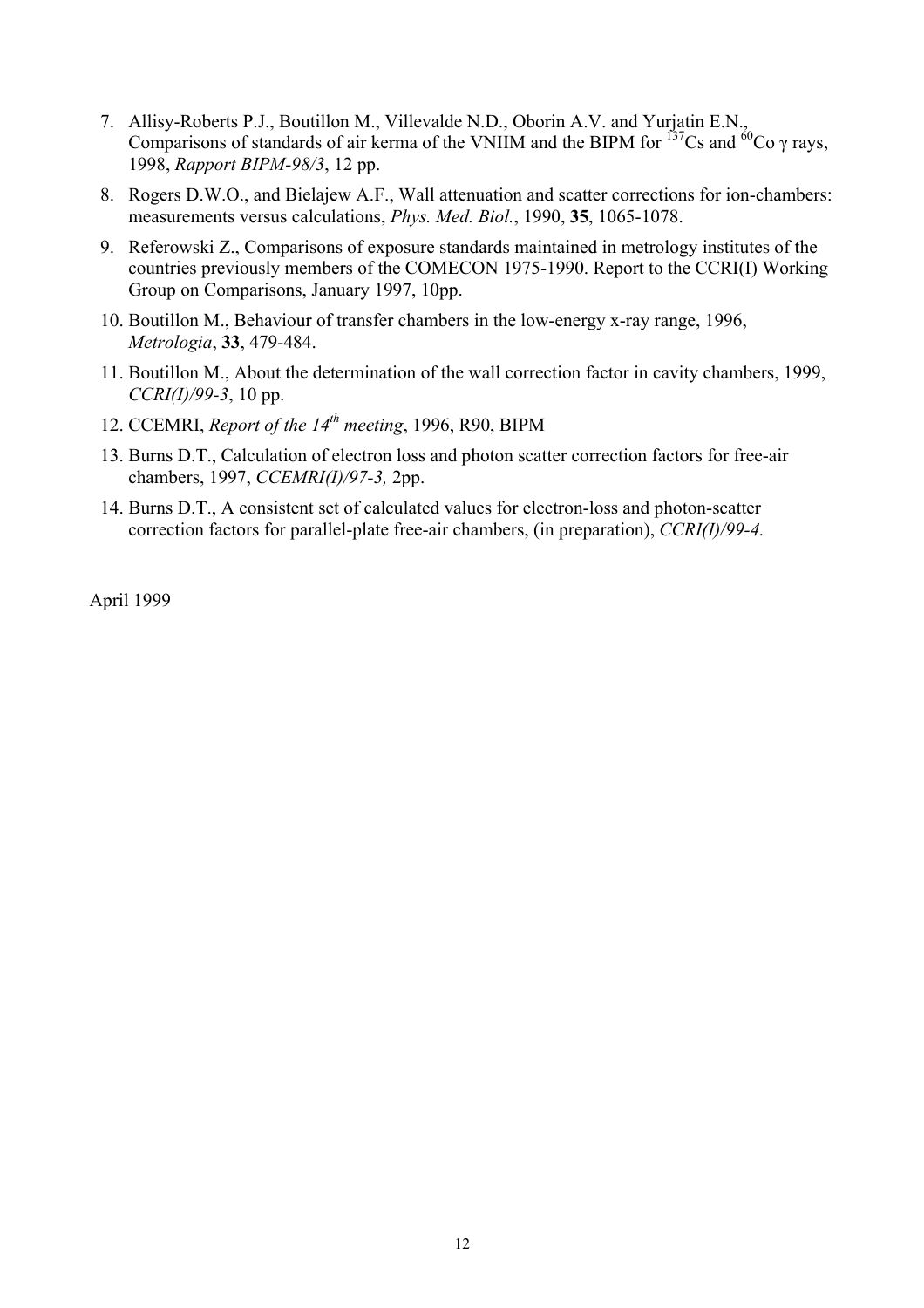7. Allisy-Roberts P.J., Boutillon M., Villevalde N.D., Oborin A.V. and Yurjatin E.N., Comparisons of standards of air kerma of the VNIIM and the BIPM for $^{137}$Cs and $^{60}$Co γ rays, 1998, *Rapport BIPM-98/3*, 12 pp.
8. Rogers D.W.O., and Bielajew A.F., Wall attenuation and scatter corrections for ion-chambers: measurements versus calculations, *Phys. Med. Biol.*, 1990, **35**, 1065-1078.
9. Referowski Z., Comparisons of exposure standards maintained in metrology institutes of the countries previously members of the COMECON 1975-1990. Report to the CCRI(I) Working Group on Comparisons, January 1997, 10pp.
10. Boutillon M., Behaviour of transfer chambers in the low-energy x-ray range, 1996, *Metrologia*, **33**, 479-484.
11. Boutillon M., About the determination of the wall correction factor in cavity chambers, 1999, *CCRI(I)/99-3*, 10 pp.
12. CCEMRI, *Report of the 14th meeting*, 1996, R90, BIPM
13. Burns D.T., Calculation of electron loss and photon scatter correction factors for free-air chambers, 1997, *CCEMRI(I)/97-3,* 2pp.
14. Burns D.T., A consistent set of calculated values for electron-loss and photon-scatter correction factors for parallel-plate free-air chambers, (in preparation), *CCRI(I)/99-4.*

April 1999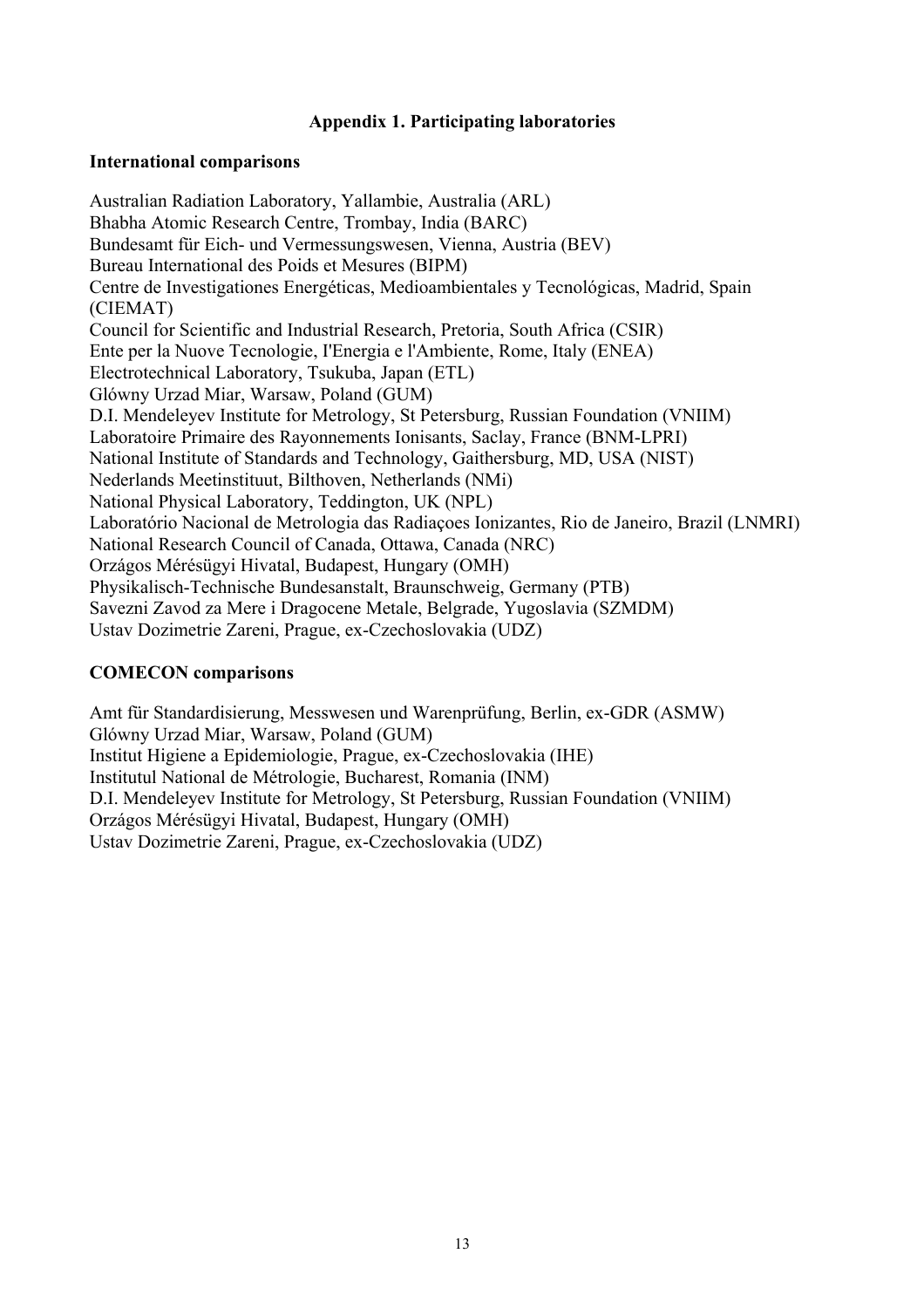## Appendix 1. Participating laboratories

### International comparisons

Australian Radiation Laboratory, Yallambie, Australia (ARL)
Bhabha Atomic Research Centre, Trombay, India (BARC)
Bundesamt für Eich- und Vermessungswesen, Vienna, Austria (BEV)
Bureau International des Poids et Mesures (BIPM)
Centre de Investigationes Energéticas, Medioambientales y Tecnológicas, Madrid, Spain (CIEMAT)
Council for Scientific and Industrial Research, Pretoria, South Africa (CSIR)
Ente per la Nuove Tecnologie, I'Energia e l'Ambiente, Rome, Italy (ENEA)
Electrotechnical Laboratory, Tsukuba, Japan (ETL)
Glówny Urzad Miar, Warsaw, Poland (GUM)
D.I. Mendeleyev Institute for Metrology, St Petersburg, Russian Foundation (VNIIM)
Laboratoire Primaire des Rayonnements Ionisants, Saclay, France (BNM-LPRI)
National Institute of Standards and Technology, Gaithersburg, MD, USA (NIST)
Nederlands Meetinstituut, Bilthoven, Netherlands (NMi)
National Physical Laboratory, Teddington, UK (NPL)
Laboratório Nacional de Metrologia das Radiaçoes Ionizantes, Rio de Janeiro, Brazil (LNMRI)
National Research Council of Canada, Ottawa, Canada (NRC)
Orzágos Mérésügyi Hivatal, Budapest, Hungary (OMH)
Physikalisch-Technische Bundesanstalt, Braunschweig, Germany (PTB)
Savezni Zavod za Mere i Dragocene Metale, Belgrade, Yugoslavia (SZMDM)
Ustav Dozimetrie Zareni, Prague, ex-Czechoslovakia (UDZ)

### COMECON comparisons

Amt für Standardisierung, Messwesen und Warenprüfung, Berlin, ex-GDR (ASMW)
Glówny Urzad Miar, Warsaw, Poland (GUM)
Institut Higiene a Epidemiologie, Prague, ex-Czechoslovakia (IHE)
Institutul National de Métrologie, Bucharest, Romania (INM)
D.I. Mendeleyev Institute for Metrology, St Petersburg, Russian Foundation (VNIIM)
Orzágos Mérésügyi Hivatal, Budapest, Hungary (OMH)
Ustav Dozimetrie Zareni, Prague, ex-Czechoslovakia (UDZ)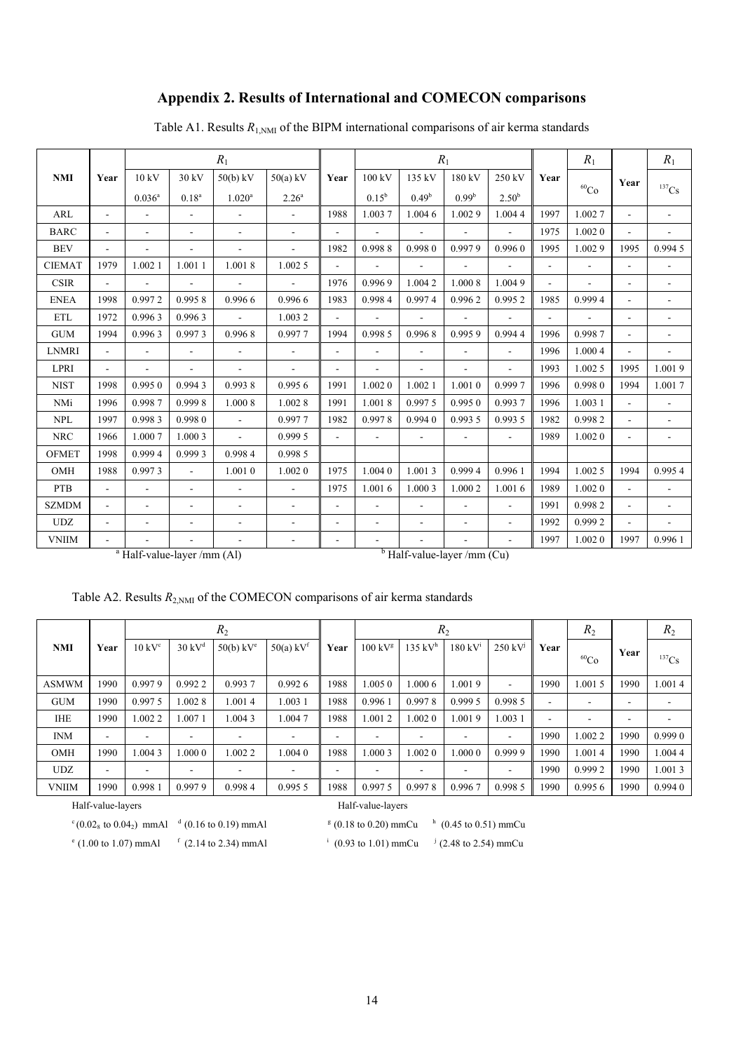## Appendix 2. Results of International and COMECON comparisons

Table A1. Results $R_{1,\mathrm{NMI}}$ of the BIPM international comparisons of air kerma standards

| NMI | Year | $R_1$ | | | | Year | $R_1$ | | | | Year | $R_1$ | Year | $R_1$ |
|---|---|---|---|---|---|---|---|---|---|---|---|---|---|---|
| | | 10 kV 0.036[a] | 30 kV 0.18[a] | 50(b) kV 1.020[a] | 50(a) kV 2.26[a] | | 100 kV 0.15[b] | 135 kV 0.49[b] | 180 kV 0.99[b] | 250 kV 2.50[b] | | $^{60}$Co | | $^{137}$Cs |
| ARL | - | - | - | - | - | 1988 | 1.003 7 | 1.004 6 | 1.002 9 | 1.004 4 | 1997 | 1.002 7 | - | - |
| BARC | - | - | - | - | - | - | - | - | - | - | 1975 | 1.002 0 | - | - |
| BEV | - | - | - | - | - | 1982 | 0.998 8 | 0.998 0 | 0.997 9 | 0.996 0 | 1995 | 1.002 9 | 1995 | 0.994 5 |
| CIEMAT | 1979 | 1.002 1 | 1.001 1 | 1.001 8 | 1.002 5 | - | - | - | - | - | - | - | - | - |
| CSIR | - | - | - | - | - | 1976 | 0.996 9 | 1.004 2 | 1.000 8 | 1.004 9 | - | - | - | - |
| ENEA | 1998 | 0.997 2 | 0.995 8 | 0.996 6 | 0.996 6 | 1983 | 0.998 4 | 0.997 4 | 0.996 2 | 0.995 2 | 1985 | 0.999 4 | - | - |
| ETL | 1972 | 0.996 3 | 0.996 3 | - | 1.003 2 | - | - | - | - | - | - | - | - | - |
| GUM | 1994 | 0.996 3 | 0.997 3 | 0.996 8 | 0.997 7 | 1994 | 0.998 5 | 0.996 8 | 0.995 9 | 0.994 4 | 1996 | 0.998 7 | - | - |
| LNMRI | - | - | - | - | - | - | - | - | - | - | 1996 | 1.000 4 | - | - |
| LPRI | - | - | - | - | - | - | - | - | - | - | 1993 | 1.002 5 | 1995 | 1.001 9 |
| NIST | 1998 | 0.995 0 | 0.994 3 | 0.993 8 | 0.995 6 | 1991 | 1.002 0 | 1.002 1 | 1.001 0 | 0.999 7 | 1996 | 0.998 0 | 1994 | 1.001 7 |
| NMi | 1996 | 0.998 7 | 0.999 8 | 1.000 8 | 1.002 8 | 1991 | 1.001 8 | 0.997 5 | 0.995 0 | 0.993 7 | 1996 | 1.003 1 | - | - |
| NPL | 1997 | 0.998 3 | 0.998 0 | - | 0.997 7 | 1982 | 0.997 8 | 0.994 0 | 0.993 5 | 0.993 5 | 1982 | 0.998 2 | - | - |
| NRC | 1966 | 1.000 7 | 1.000 3 | - | 0.999 5 | - | - | - | - | - | 1989 | 1.002 0 | - | - |
| OFMET | 1998 | 0.999 4 | 0.999 3 | 0.998 4 | 0.998 5 | | | | | | | | | |
| OMH | 1988 | 0.997 3 | - | 1.001 0 | 1.002 0 | 1975 | 1.004 0 | 1.001 3 | 0.999 4 | 0.996 1 | 1994 | 1.002 5 | 1994 | 0.995 4 |
| PTB | - | - | - | - | - | 1975 | 1.001 6 | 1.000 3 | 1.000 2 | 1.001 6 | 1989 | 1.002 0 | - | - |
| SZMDM | - | - | - | - | - | - | - | - | - | - | 1991 | 0.998 2 | - | - |
| UDZ | - | - | - | - | - | - | - | - | - | - | 1992 | 0.999 2 | - | - |
| VNIIM | - | - | - | - | - | - | - | - | - | - | 1997 | 1.002 0 | 1997 | 0.996 1 |

[a] Half-value-layer /mm (Al)  [b] Half-value-layer /mm (Cu)

Table A2. Results $R_{2,\mathrm{NMI}}$ of the COMECON comparisons of air kerma standards

| NMI | Year | $R_2$ | | | | Year | $R_2$ | | | | Year | $R_2$ | Year | $R_2$ |
|---|---|---|---|---|---|---|---|---|---|---|---|---|---|---|
| | | 10 kV[c] | 30 kV[d] | 50(b) kV[e] | 50(a) kV[f] | | 100 kV[g] | 135 kV[h] | 180 kV[i] | 250 kV[j] | | $^{60}$Co | | $^{137}$Cs |
| ASMWM | 1990 | 0.997 9 | 0.992 2 | 0.993 7 | 0.992 6 | 1988 | 1.005 0 | 1.000 6 | 1.001 9 | - | 1990 | 1.001 5 | 1990 | 1.001 4 |
| GUM | 1990 | 0.997 5 | 1.002 8 | 1.001 4 | 1.003 1 | 1988 | 0.996 1 | 0.997 8 | 0.999 5 | 0.998 5 | - | - | - | - |
| IHE | 1990 | 1.002 2 | 1.007 1 | 1.004 3 | 1.004 7 | 1988 | 1.001 2 | 1.002 0 | 1.001 9 | 1.003 1 | - | - | - | - |
| INM | - | - | - | - | - | - | - | - | - | - | 1990 | 1.002 2 | 1990 | 0.999 0 |
| OMH | 1990 | 1.004 3 | 1.000 0 | 1.002 2 | 1.004 0 | 1988 | 1.000 3 | 1.002 0 | 1.000 0 | 0.999 9 | 1990 | 1.001 4 | 1990 | 1.004 4 |
| UDZ | - | - | - | - | - | - | - | - | - | - | 1990 | 0.999 2 | 1990 | 1.001 3 |
| VNIIM | 1990 | 0.998 1 | 0.997 9 | 0.998 4 | 0.995 5 | 1988 | 0.997 5 | 0.997 8 | 0.996 7 | 0.998 5 | 1990 | 0.995 6 | 1990 | 0.994 0 |

Half-value-layers

[c] ($0.02_8$ to $0.04_2$) mmAl  [d] (0.16 to 0.19) mmAl

[e] (1.00 to 1.07) mmAl  [f] (2.14 to 2.34) mmAl

Half-value-layers

[g] (0.18 to 0.20) mmCu  [h] (0.45 to 0.51) mmCu

[i] (0.93 to 1.01) mmCu  [j] (2.48 to 2.54) mmCu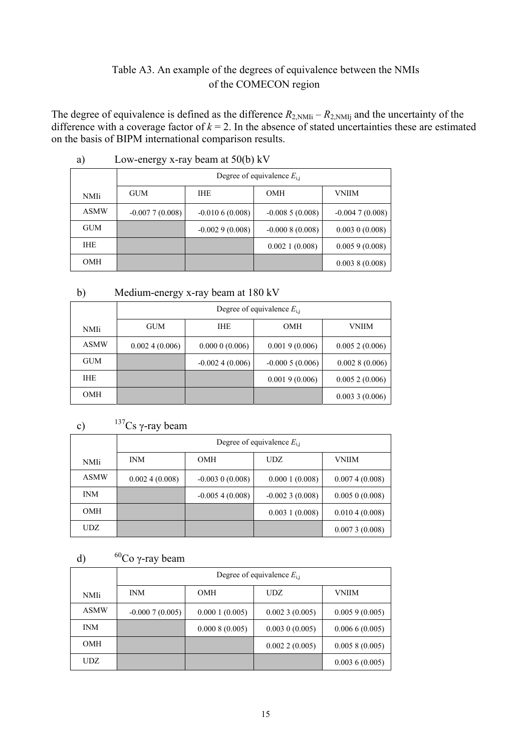Table A3. An example of the degrees of equivalence between the NMIs of the COMECON region

The degree of equivalence is defined as the difference $R_{2,\mathrm{NMIi}} - R_{2,\mathrm{NMIj}}$ and the uncertainty of the difference with a coverage factor of $k = 2$. In the absence of stated uncertainties these are estimated on the basis of BIPM international comparison results.

a) Low-energy x-ray beam at 50(b) kV

| | Degree of equivalence $E_{i,j}$ | | | |
|---|---|---|---|---|
| NMIi | GUM | IHE | OMH | VNIIM |
| ASMW | -0.007 7 (0.008) | -0.010 6 (0.008) | -0.008 5 (0.008) | -0.004 7 (0.008) |
| GUM | | -0.002 9 (0.008) | -0.000 8 (0.008) | 0.003 0 (0.008) |
| IHE | | | 0.002 1 (0.008) | 0.005 9 (0.008) |
| OMH | | | | 0.003 8 (0.008) |

b) Medium-energy x-ray beam at 180 kV

| | Degree of equivalence $E_{i,j}$ | | | |
|---|---|---|---|---|
| NMIi | GUM | IHE | OMH | VNIIM |
| ASMW | 0.002 4 (0.006) | 0.000 0 (0.006) | 0.001 9 (0.006) | 0.005 2 (0.006) |
| GUM | | -0.002 4 (0.006) | -0.000 5 (0.006) | 0.002 8 (0.006) |
| IHE | | | 0.001 9 (0.006) | 0.005 2 (0.006) |
| OMH | | | | 0.003 3 (0.006) |

c) $^{137}$Cs γ-ray beam

| | Degree of equivalence $E_{i,j}$ | | | |
|---|---|---|---|---|
| NMIi | INM | OMH | UDZ | VNIIM |
| ASMW | 0.002 4 (0.008) | -0.003 0 (0.008) | 0.000 1 (0.008) | 0.007 4 (0.008) |
| INM | | -0.005 4 (0.008) | -0.002 3 (0.008) | 0.005 0 (0.008) |
| OMH | | | 0.003 1 (0.008) | 0.010 4 (0.008) |
| UDZ | | | | 0.007 3 (0.008) |

d) $^{60}$Co γ-ray beam

| | Degree of equivalence $E_{i,j}$ | | | |
|---|---|---|---|---|
| NMIi | INM | OMH | UDZ | VNIIM |
| ASMW | -0.000 7 (0.005) | 0.000 1 (0.005) | 0.002 3 (0.005) | 0.005 9 (0.005) |
| INM | | 0.000 8 (0.005) | 0.003 0 (0.005) | 0.006 6 (0.005) |
| OMH | | | 0.002 2 (0.005) | 0.005 8 (0.005) |
| UDZ | | | | 0.003 6 (0.005) |